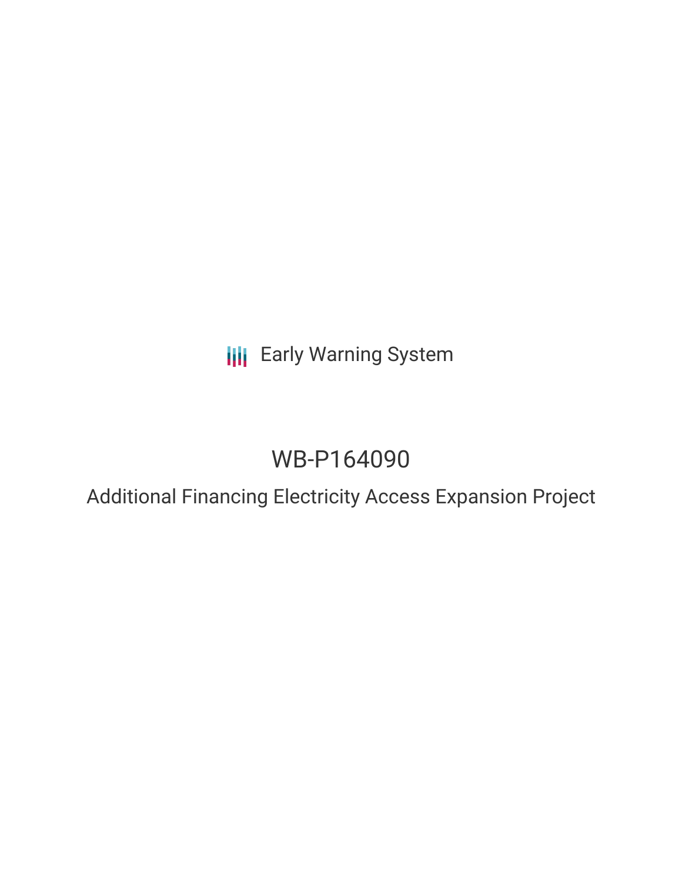Early Warning System

# WB-P164090

## Additional Financing Electricity Access Expansion Project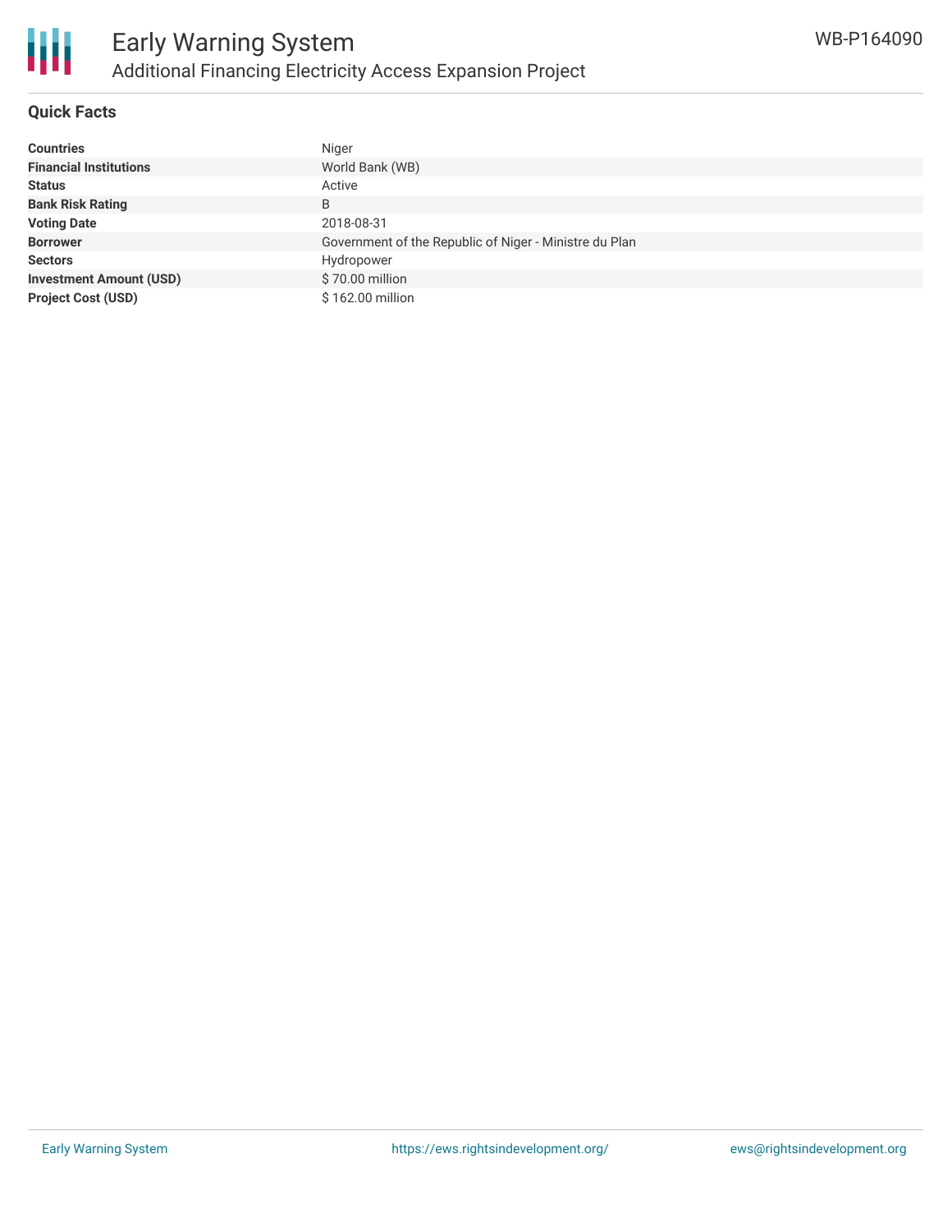## Quick Facts

| | |
|---|---|
| **Countries** | Niger |
| **Financial Institutions** | World Bank (WB) |
| **Status** | Active |
| **Bank Risk Rating** | B |
| **Voting Date** | 2018-08-31 |
| **Borrower** | Government of the Republic of Niger - Ministre du Plan |
| **Sectors** | Hydropower |
| **Investment Amount (USD)** | $ 70.00 million |
| **Project Cost (USD)** | $ 162.00 million |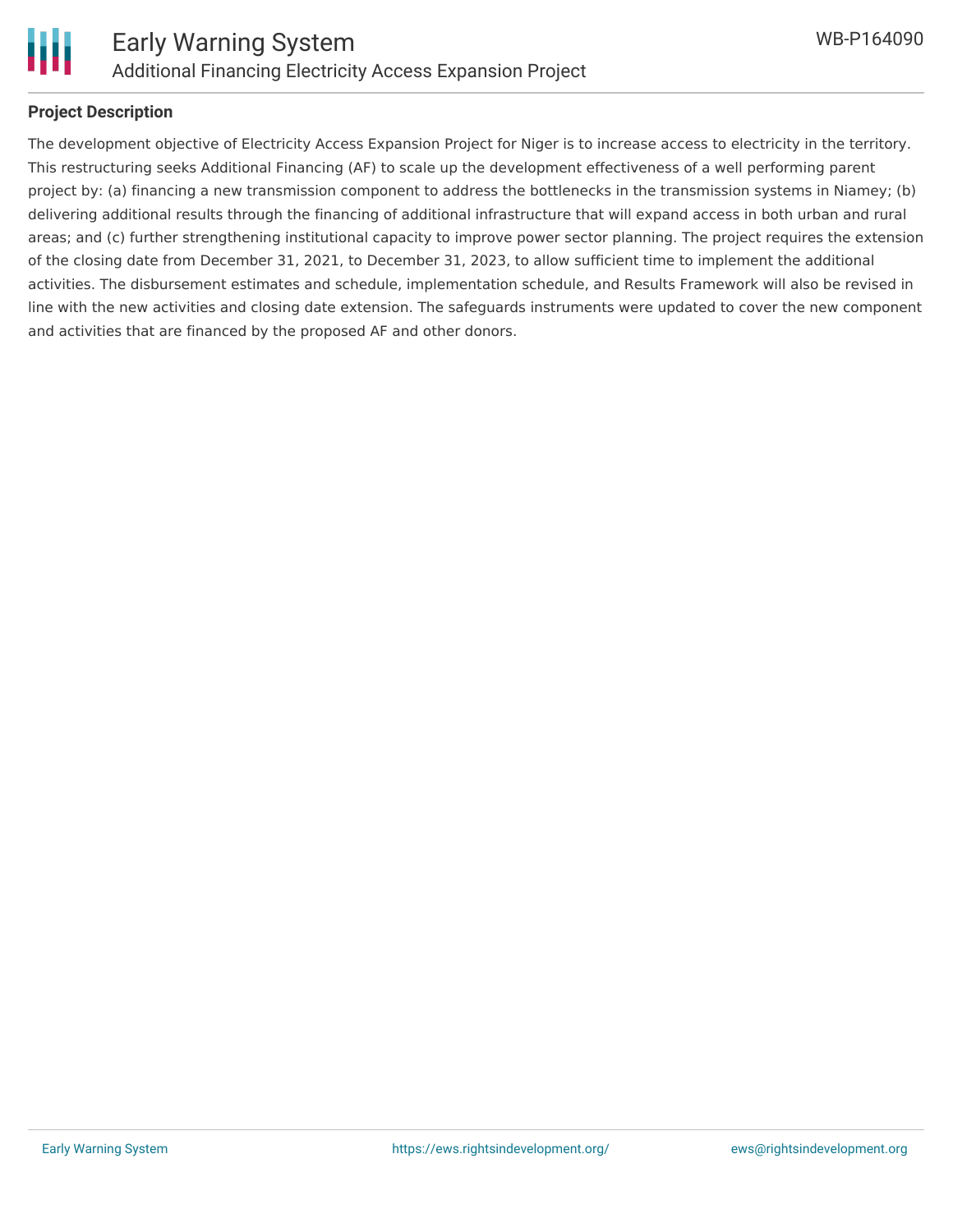## Project Description

The development objective of Electricity Access Expansion Project for Niger is to increase access to electricity in the territory. This restructuring seeks Additional Financing (AF) to scale up the development effectiveness of a well performing parent project by: (a) financing a new transmission component to address the bottlenecks in the transmission systems in Niamey; (b) delivering additional results through the financing of additional infrastructure that will expand access in both urban and rural areas; and (c) further strengthening institutional capacity to improve power sector planning. The project requires the extension of the closing date from December 31, 2021, to December 31, 2023, to allow sufficient time to implement the additional activities. The disbursement estimates and schedule, implementation schedule, and Results Framework will also be revised in line with the new activities and closing date extension. The safeguards instruments were updated to cover the new component and activities that are financed by the proposed AF and other donors.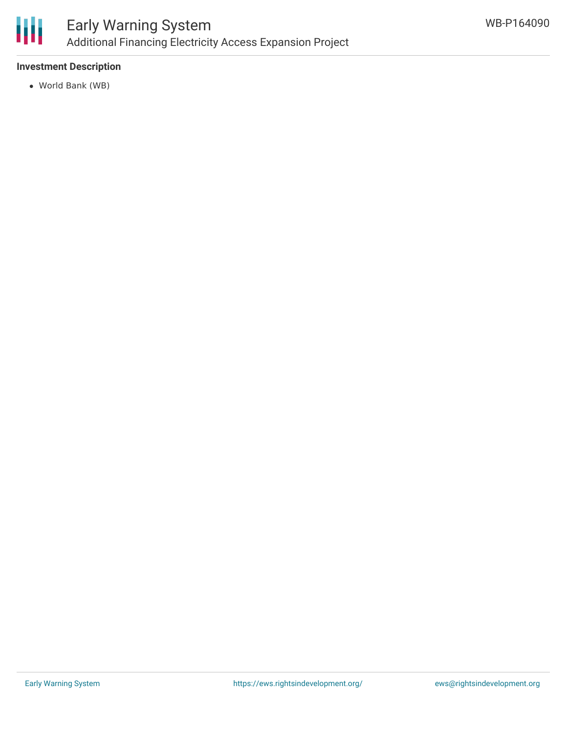### Investment Description

- World Bank (WB)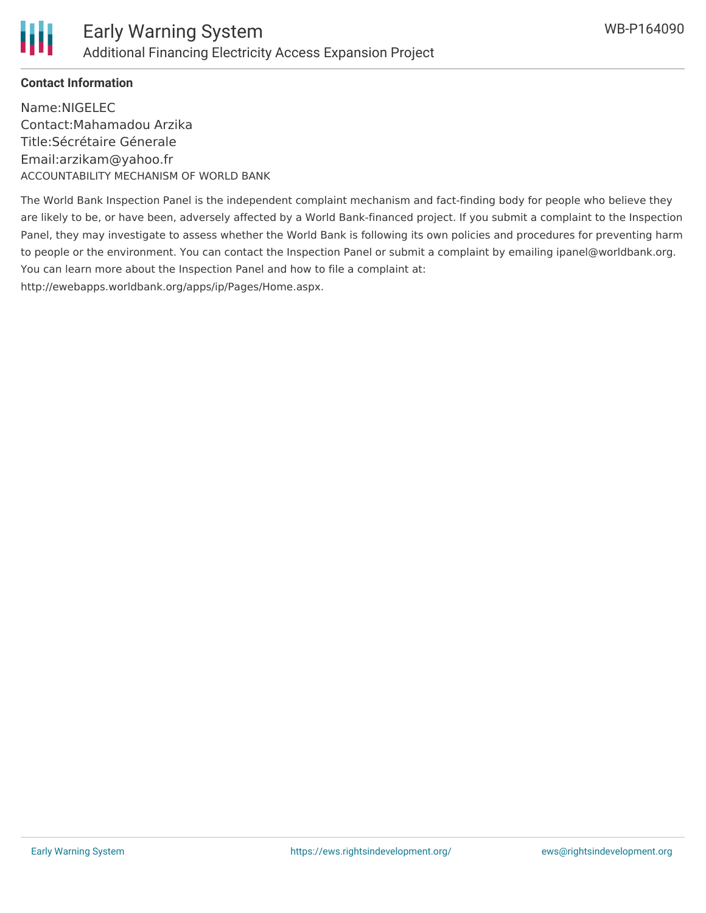**Contact Information**

Name:NIGELEC
Contact:Mahamadou Arzika
Title:Sécrétaire Génerale
Email:arzikam@yahoo.fr
ACCOUNTABILITY MECHANISM OF WORLD BANK

The World Bank Inspection Panel is the independent complaint mechanism and fact-finding body for people who believe they are likely to be, or have been, adversely affected by a World Bank-financed project. If you submit a complaint to the Inspection Panel, they may investigate to assess whether the World Bank is following its own policies and procedures for preventing harm to people or the environment. You can contact the Inspection Panel or submit a complaint by emailing ipanel@worldbank.org. You can learn more about the Inspection Panel and how to file a complaint at: http://ewebapps.worldbank.org/apps/ip/Pages/Home.aspx.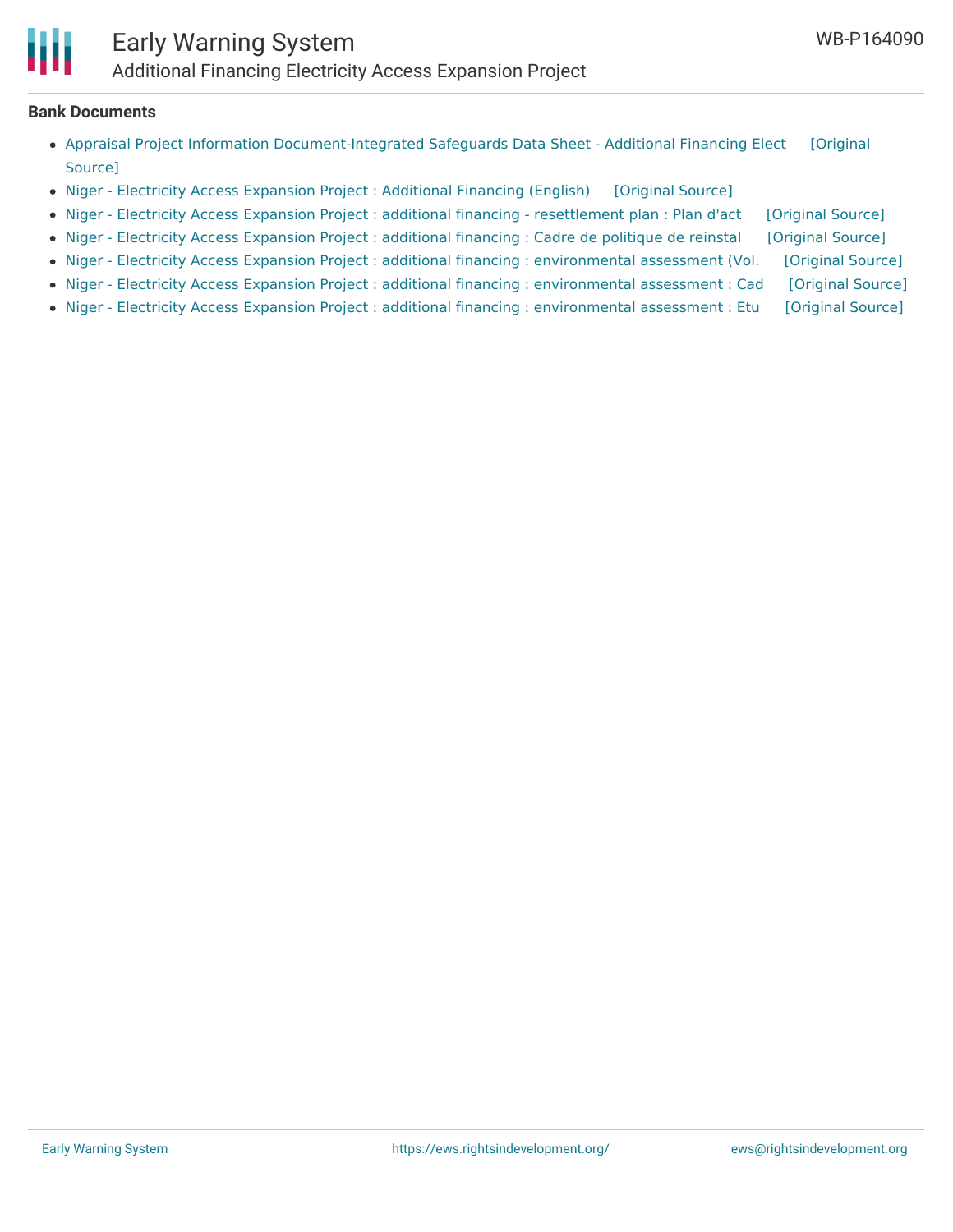**Bank Documents**

- Appraisal Project Information Document-Integrated Safeguards Data Sheet - Additional Financing Elect [Original Source]
- Niger - Electricity Access Expansion Project : Additional Financing (English) [Original Source]
- Niger - Electricity Access Expansion Project : additional financing - resettlement plan : Plan d'act [Original Source]
- Niger - Electricity Access Expansion Project : additional financing : Cadre de politique de reinstal [Original Source]
- Niger - Electricity Access Expansion Project : additional financing : environmental assessment (Vol. [Original Source]
- Niger - Electricity Access Expansion Project : additional financing : environmental assessment : Cad [Original Source]
- Niger - Electricity Access Expansion Project : additional financing : environmental assessment : Etu [Original Source]